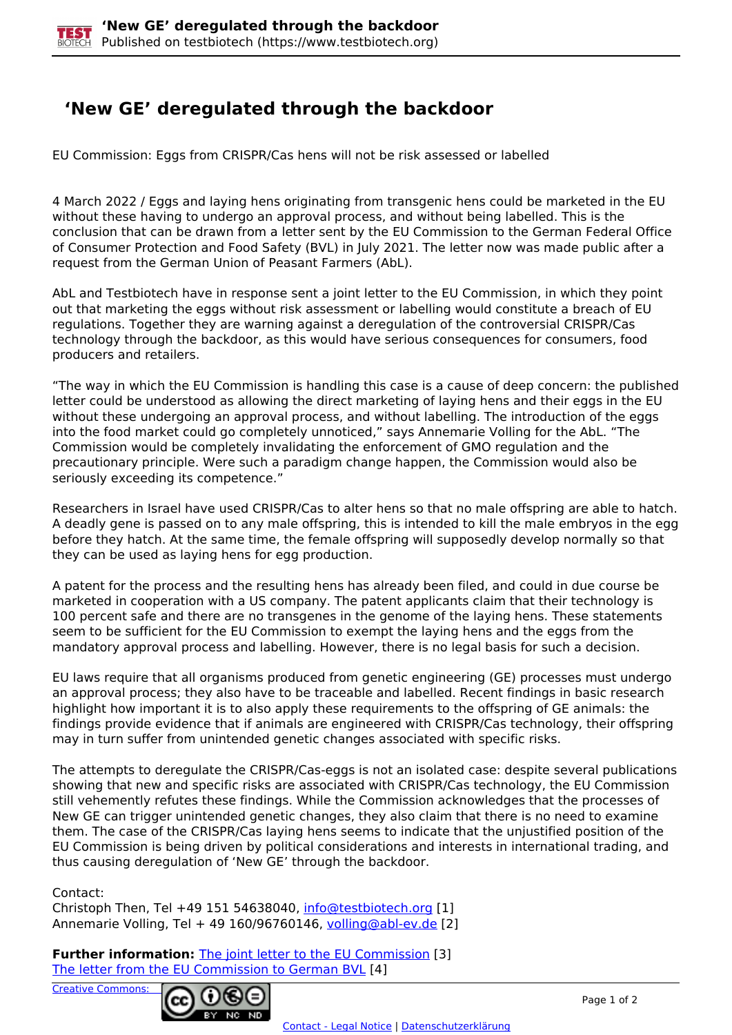# 'New GE' deregulated through the backdoor

EU Commission: Eggs from CRISPR/Cas hens will not be risk assessed or labelled

4 March 2022 / Eggs and laying hens originating from transgenic hens could be marketed in the EU without these having to undergo an approval process, and without being labelled. This is the conclusion that can be drawn from a letter sent by the EU Commission to the German Federal Office of Consumer Protection and Food Safety (BVL) in July 2021. The letter now was made public after a request from the German Union of Peasant Farmers (AbL).

AbL and Testbiotech have in response sent a joint letter to the EU Commission, in which they point out that marketing the eggs without risk assessment or labelling would constitute a breach of EU regulations. Together they are warning against a deregulation of the controversial CRISPR/Cas technology through the backdoor, as this would have serious consequences for consumers, food producers and retailers.

"The way in which the EU Commission is handling this case is a cause of deep concern: the published letter could be understood as allowing the direct marketing of laying hens and their eggs in the EU without these undergoing an approval process, and without labelling. The introduction of the eggs into the food market could go completely unnoticed," says Annemarie Volling for the AbL. "The Commission would be completely invalidating the enforcement of GMO regulation and the precautionary principle. Were such a paradigm change happen, the Commission would also be seriously exceeding its competence."

Researchers in Israel have used CRISPR/Cas to alter hens so that no male offspring are able to hatch. A deadly gene is passed on to any male offspring, this is intended to kill the male embryos in the egg before they hatch. At the same time, the female offspring will supposedly develop normally so that they can be used as laying hens for egg production.

A patent for the process and the resulting hens has already been filed, and could in due course be marketed in cooperation with a US company. The patent applicants claim that their technology is 100 percent safe and there are no transgenes in the genome of the laying hens. These statements seem to be sufficient for the EU Commission to exempt the laying hens and the eggs from the mandatory approval process and labelling. However, there is no legal basis for such a decision.

EU laws require that all organisms produced from genetic engineering (GE) processes must undergo an approval process; they also have to be traceable and labelled. Recent findings in basic research highlight how important it is to also apply these requirements to the offspring of GE animals: the findings provide evidence that if animals are engineered with CRISPR/Cas technology, their offspring may in turn suffer from unintended genetic changes associated with specific risks.

The attempts to deregulate the CRISPR/Cas-eggs is not an isolated case: despite several publications showing that new and specific risks are associated with CRISPR/Cas technology, the EU Commission still vehemently refutes these findings. While the Commission acknowledges that the processes of New GE can trigger unintended genetic changes, they also claim that there is no need to examine them. The case of the CRISPR/Cas laying hens seems to indicate that the unjustified position of the EU Commission is being driven by political considerations and interests in international trading, and thus causing deregulation of 'New GE' through the backdoor.

Contact:
Christoph Then, Tel +49 151 54638040, info@testbiotech.org [1]
Annemarie Volling, Tel + 49 160/96760146, volling@abl-ev.de [2]

**Further information:** The joint letter to the EU Commission [3]
The letter from the EU Commission to German BVL [4]

Creative Commons:

Contact - Legal Notice | Datenschutzerklärung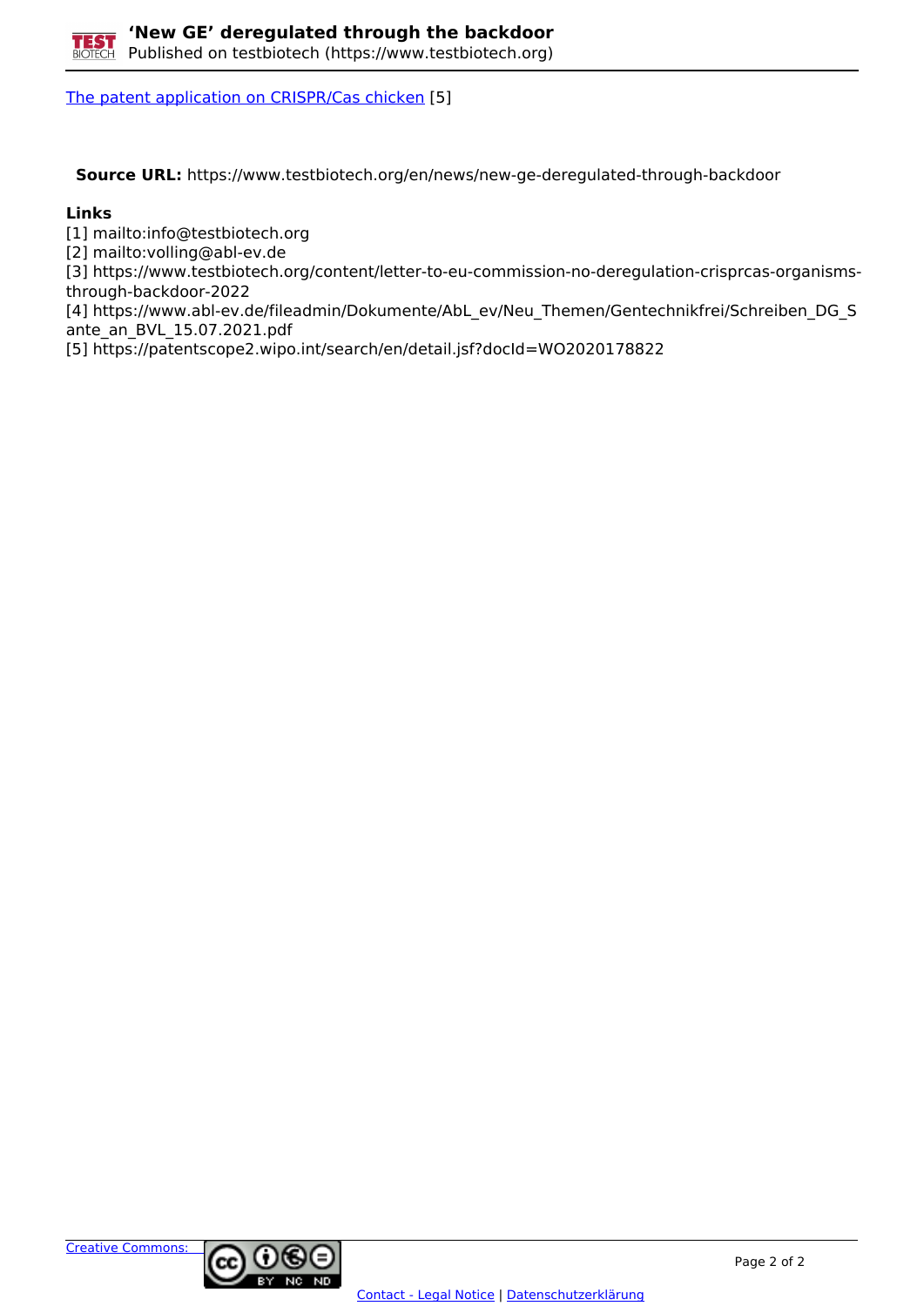The patent application on CRISPR/Cas chicken [5]

**Source URL:** https://www.testbiotech.org/en/news/new-ge-deregulated-through-backdoor

**Links**

[1] mailto:info@testbiotech.org
[2] mailto:volling@abl-ev.de
[3] https://www.testbiotech.org/content/letter-to-eu-commission-no-deregulation-crisprcas-organisms-through-backdoor-2022
[4] https://www.abl-ev.de/fileadmin/Dokumente/AbL_ev/Neu_Themen/Gentechnikfrei/Schreiben_DG_Sante_an_BVL_15.07.2021.pdf
[5] https://patentscope2.wipo.int/search/en/detail.jsf?docId=WO2020178822

Creative Commons:

Contact - Legal Notice | Datenschutzerklärung